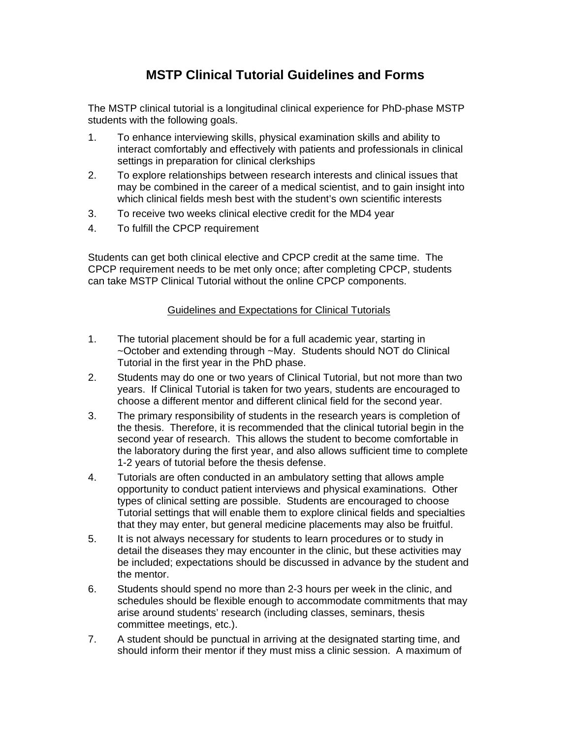# MSTP Clinical Tutorial Guidelines and Forms

The MSTP clinical tutorial is a longitudinal clinical experience for PhD-phase MSTP students with the following goals.

1. To enhance interviewing skills, physical examination skills and ability to interact comfortably and effectively with patients and professionals in clinical settings in preparation for clinical clerkships
2. To explore relationships between research interests and clinical issues that may be combined in the career of a medical scientist, and to gain insight into which clinical fields mesh best with the student's own scientific interests
3. To receive two weeks clinical elective credit for the MD4 year
4. To fulfill the CPCP requirement

Students can get both clinical elective and CPCP credit at the same time. The CPCP requirement needs to be met only once; after completing CPCP, students can take MSTP Clinical Tutorial without the online CPCP components.

## Guidelines and Expectations for Clinical Tutorials

1. The tutorial placement should be for a full academic year, starting in ~October and extending through ~May. Students should NOT do Clinical Tutorial in the first year in the PhD phase.
2. Students may do one or two years of Clinical Tutorial, but not more than two years. If Clinical Tutorial is taken for two years, students are encouraged to choose a different mentor and different clinical field for the second year.
3. The primary responsibility of students in the research years is completion of the thesis. Therefore, it is recommended that the clinical tutorial begin in the second year of research. This allows the student to become comfortable in the laboratory during the first year, and also allows sufficient time to complete 1-2 years of tutorial before the thesis defense.
4. Tutorials are often conducted in an ambulatory setting that allows ample opportunity to conduct patient interviews and physical examinations. Other types of clinical setting are possible. Students are encouraged to choose Tutorial settings that will enable them to explore clinical fields and specialties that they may enter, but general medicine placements may also be fruitful.
5. It is not always necessary for students to learn procedures or to study in detail the diseases they may encounter in the clinic, but these activities may be included; expectations should be discussed in advance by the student and the mentor.
6. Students should spend no more than 2-3 hours per week in the clinic, and schedules should be flexible enough to accommodate commitments that may arise around students' research (including classes, seminars, thesis committee meetings, etc.).
7. A student should be punctual in arriving at the designated starting time, and should inform their mentor if they must miss a clinic session. A maximum of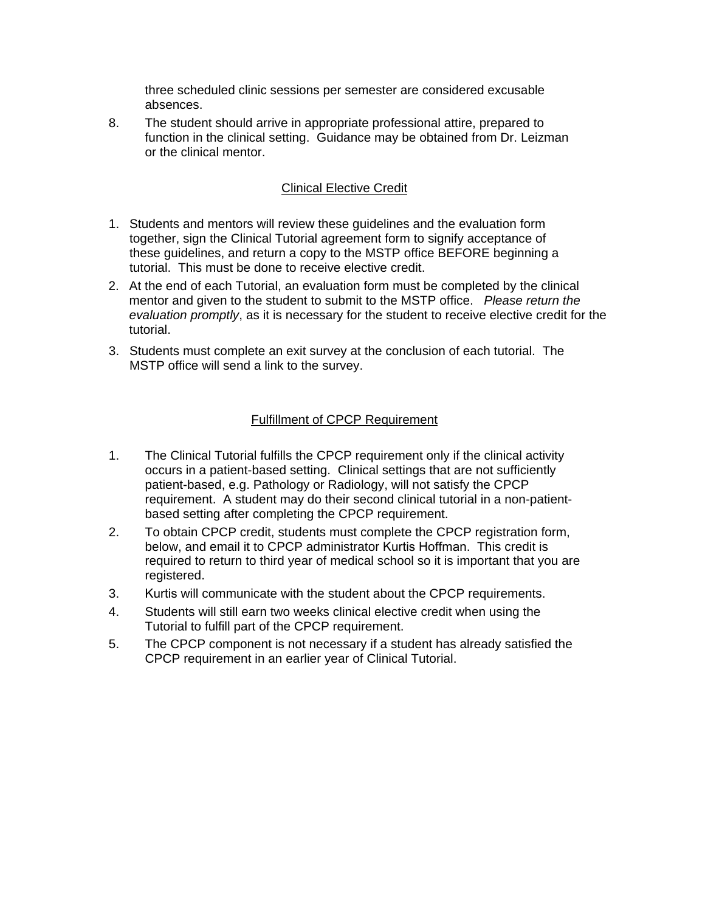three scheduled clinic sessions per semester are considered excusable absences.

8. The student should arrive in appropriate professional attire, prepared to function in the clinical setting. Guidance may be obtained from Dr. Leizman or the clinical mentor.

## Clinical Elective Credit

1. Students and mentors will review these guidelines and the evaluation form together, sign the Clinical Tutorial agreement form to signify acceptance of these guidelines, and return a copy to the MSTP office BEFORE beginning a tutorial. This must be done to receive elective credit.
2. At the end of each Tutorial, an evaluation form must be completed by the clinical mentor and given to the student to submit to the MSTP office. *Please return the evaluation promptly*, as it is necessary for the student to receive elective credit for the tutorial.
3. Students must complete an exit survey at the conclusion of each tutorial. The MSTP office will send a link to the survey.

## Fulfillment of CPCP Requirement

1. The Clinical Tutorial fulfills the CPCP requirement only if the clinical activity occurs in a patient-based setting. Clinical settings that are not sufficiently patient-based, e.g. Pathology or Radiology, will not satisfy the CPCP requirement. A student may do their second clinical tutorial in a non-patient-based setting after completing the CPCP requirement.
2. To obtain CPCP credit, students must complete the CPCP registration form, below, and email it to CPCP administrator Kurtis Hoffman. This credit is required to return to third year of medical school so it is important that you are registered.
3. Kurtis will communicate with the student about the CPCP requirements.
4. Students will still earn two weeks clinical elective credit when using the Tutorial to fulfill part of the CPCP requirement.
5. The CPCP component is not necessary if a student has already satisfied the CPCP requirement in an earlier year of Clinical Tutorial.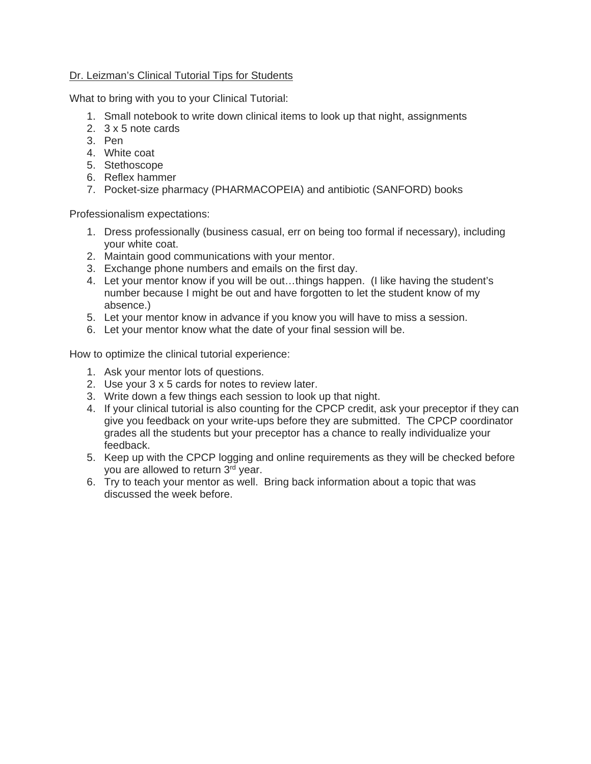Dr. Leizman's Clinical Tutorial Tips for Students

What to bring with you to your Clinical Tutorial:

1. Small notebook to write down clinical items to look up that night, assignments
2. 3 x 5 note cards
3. Pen
4. White coat
5. Stethoscope
6. Reflex hammer
7. Pocket-size pharmacy (PHARMACOPEIA) and antibiotic (SANFORD) books

Professionalism expectations:

1. Dress professionally (business casual, err on being too formal if necessary), including your white coat.
2. Maintain good communications with your mentor.
3. Exchange phone numbers and emails on the first day.
4. Let your mentor know if you will be out…things happen. (I like having the student's number because I might be out and have forgotten to let the student know of my absence.)
5. Let your mentor know in advance if you know you will have to miss a session.
6. Let your mentor know what the date of your final session will be.

How to optimize the clinical tutorial experience:

1. Ask your mentor lots of questions.
2. Use your 3 x 5 cards for notes to review later.
3. Write down a few things each session to look up that night.
4. If your clinical tutorial is also counting for the CPCP credit, ask your preceptor if they can give you feedback on your write-ups before they are submitted. The CPCP coordinator grades all the students but your preceptor has a chance to really individualize your feedback.
5. Keep up with the CPCP logging and online requirements as they will be checked before you are allowed to return 3rd year.
6. Try to teach your mentor as well. Bring back information about a topic that was discussed the week before.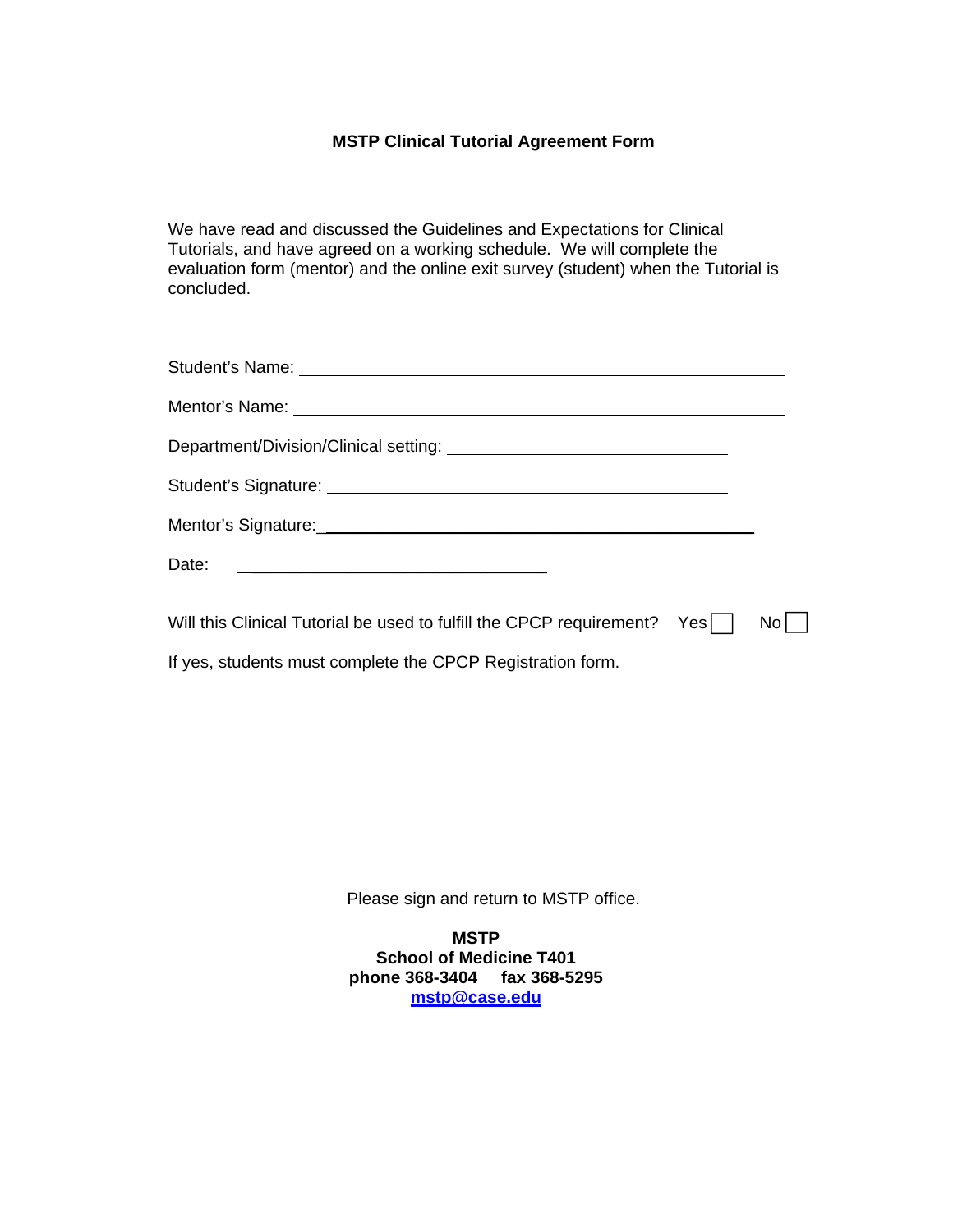# MSTP Clinical Tutorial Agreement Form

We have read and discussed the Guidelines and Expectations for Clinical Tutorials, and have agreed on a working schedule. We will complete the evaluation form (mentor) and the online exit survey (student) when the Tutorial is concluded.

Student's Name: ______________________________________________

Mentor's Name: ______________________________________________

Department/Division/Clinical setting: __________________________

Student's Signature: __________________________________

Mentor's Signature: ____________________________________

Date: ____________________________

Will this Clinical Tutorial be used to fulfill the CPCP requirement? Yes ☐ No ☐

If yes, students must complete the CPCP Registration form.

Please sign and return to MSTP office.

**MSTP**
**School of Medicine T401**
**phone 368-3404 fax 368-5295**
**mstp@case.edu**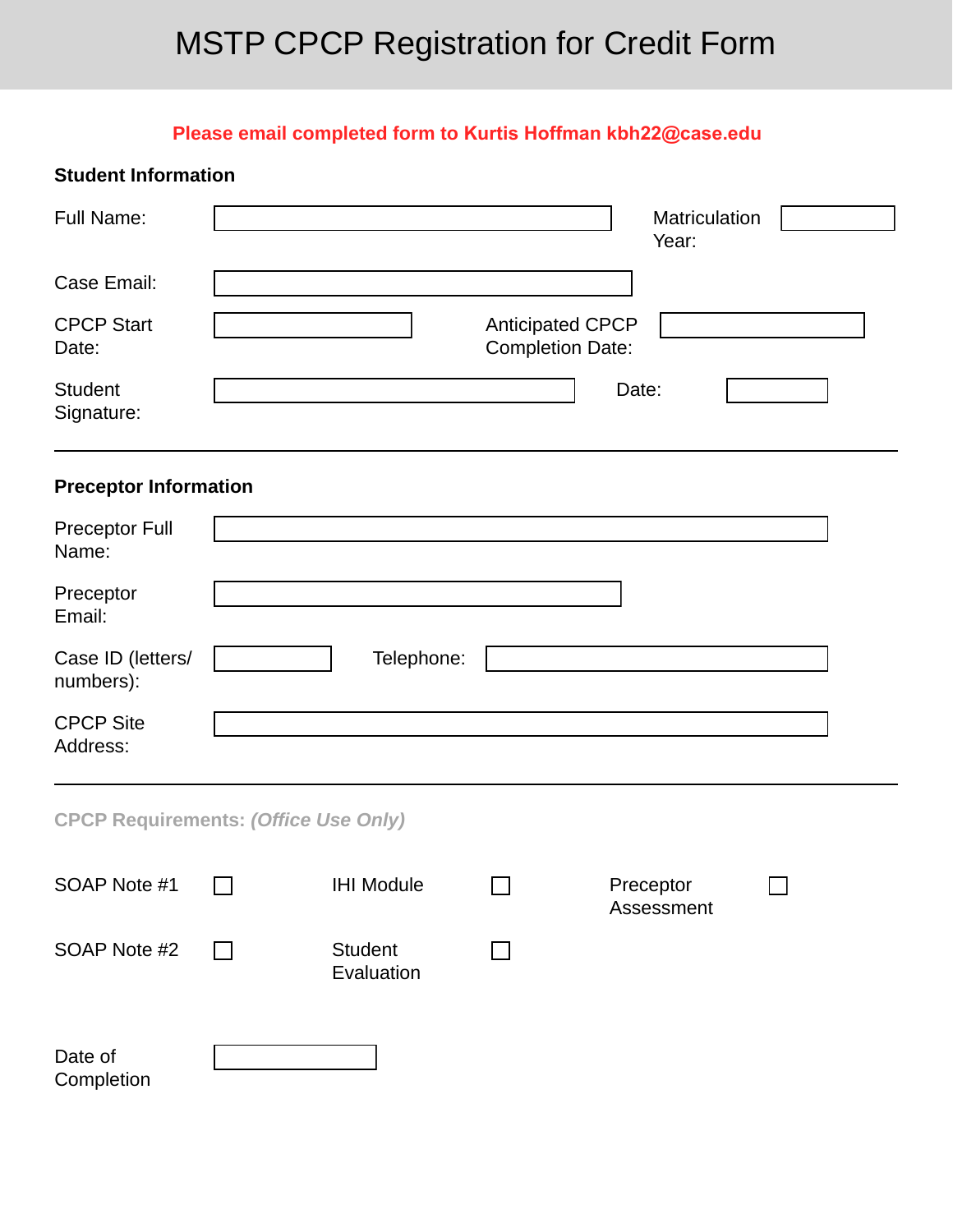# MSTP CPCP Registration for Credit Form

**Please email completed form to Kurtis Hoffman kbh22@case.edu**

### Student Information

Full Name: ____________________ Matriculation Year: __________

Case Email: ____________________

CPCP Start Date: __________ Anticipated CPCP Completion Date: __________

Student Signature: ____________________ Date: __________

---

### Preceptor Information

Preceptor Full Name: ____________________

Preceptor Email: ____________________

Case ID (letters/numbers): __________ Telephone: __________

CPCP Site Address: ____________________

---

### CPCP Requirements: *(Office Use Only)*

- [ ] SOAP Note #1
- [ ] IHI Module
- [ ] Preceptor Assessment
- [ ] SOAP Note #2
- [ ] Student Evaluation

Date of Completion: __________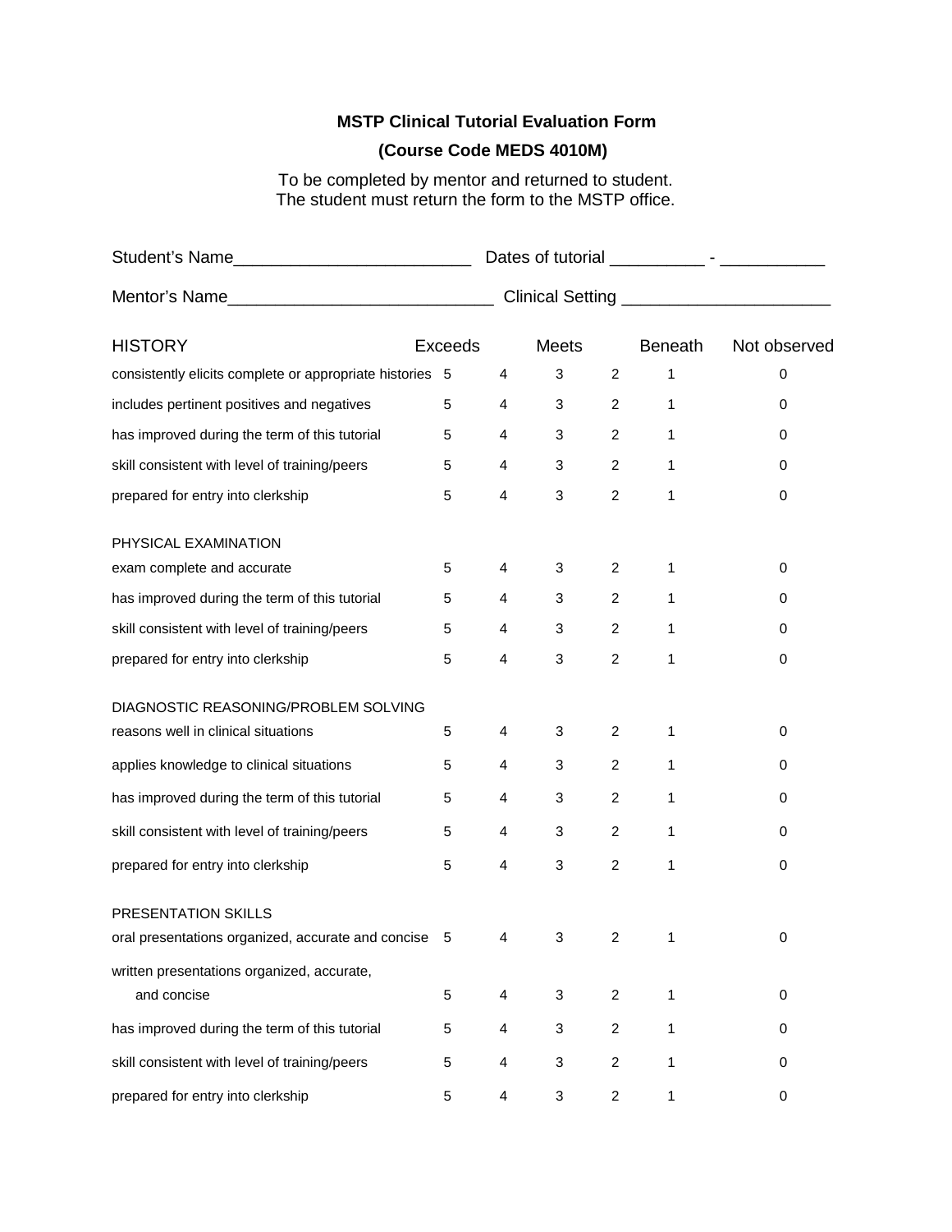# MSTP Clinical Tutorial Evaluation Form

## (Course Code MEDS 4010M)

To be completed by mentor and returned to student.
The student must return the form to the MSTP office.

Student's Name_________________________ Dates of tutorial __________ - ___________

Mentor's Name____________________________ Clinical Setting ______________________

| HISTORY | Exceeds | | Meets | | Beneath | Not observed |
|---|---|---|---|---|---|---|
| consistently elicits complete or appropriate histories | 5 | 4 | 3 | 2 | 1 | 0 |
| includes pertinent positives and negatives | 5 | 4 | 3 | 2 | 1 | 0 |
| has improved during the term of this tutorial | 5 | 4 | 3 | 2 | 1 | 0 |
| skill consistent with level of training/peers | 5 | 4 | 3 | 2 | 1 | 0 |
| prepared for entry into clerkship | 5 | 4 | 3 | 2 | 1 | 0 |
| **PHYSICAL EXAMINATION** | | | | | | |
| exam complete and accurate | 5 | 4 | 3 | 2 | 1 | 0 |
| has improved during the term of this tutorial | 5 | 4 | 3 | 2 | 1 | 0 |
| skill consistent with level of training/peers | 5 | 4 | 3 | 2 | 1 | 0 |
| prepared for entry into clerkship | 5 | 4 | 3 | 2 | 1 | 0 |
| **DIAGNOSTIC REASONING/PROBLEM SOLVING** | | | | | | |
| reasons well in clinical situations | 5 | 4 | 3 | 2 | 1 | 0 |
| applies knowledge to clinical situations | 5 | 4 | 3 | 2 | 1 | 0 |
| has improved during the term of this tutorial | 5 | 4 | 3 | 2 | 1 | 0 |
| skill consistent with level of training/peers | 5 | 4 | 3 | 2 | 1 | 0 |
| prepared for entry into clerkship | 5 | 4 | 3 | 2 | 1 | 0 |
| **PRESENTATION SKILLS** | | | | | | |
| oral presentations organized, accurate and concise | 5 | 4 | 3 | 2 | 1 | 0 |
| written presentations organized, accurate, and concise | 5 | 4 | 3 | 2 | 1 | 0 |
| has improved during the term of this tutorial | 5 | 4 | 3 | 2 | 1 | 0 |
| skill consistent with level of training/peers | 5 | 4 | 3 | 2 | 1 | 0 |
| prepared for entry into clerkship | 5 | 4 | 3 | 2 | 1 | 0 |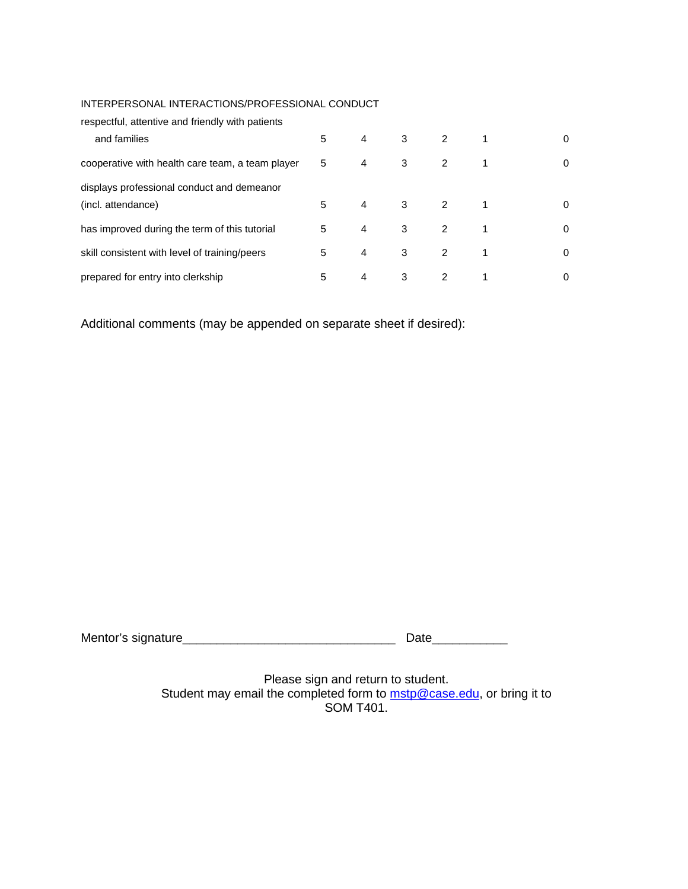INTERPERSONAL INTERACTIONS/PROFESSIONAL CONDUCT

| | | | | | | |
|---|---|---|---|---|---|---|
| respectful, attentive and friendly with patients and families | 5 | 4 | 3 | 2 | 1 | 0 |
| cooperative with health care team, a team player | 5 | 4 | 3 | 2 | 1 | 0 |
| displays professional conduct and demeanor (incl. attendance) | 5 | 4 | 3 | 2 | 1 | 0 |
| has improved during the term of this tutorial | 5 | 4 | 3 | 2 | 1 | 0 |
| skill consistent with level of training/peers | 5 | 4 | 3 | 2 | 1 | 0 |
| prepared for entry into clerkship | 5 | 4 | 3 | 2 | 1 | 0 |

Additional comments (may be appended on separate sheet if desired):

Mentor's signature_______________________________ Date___________

Please sign and return to student.
Student may email the completed form to mstp@case.edu, or bring it to SOM T401.